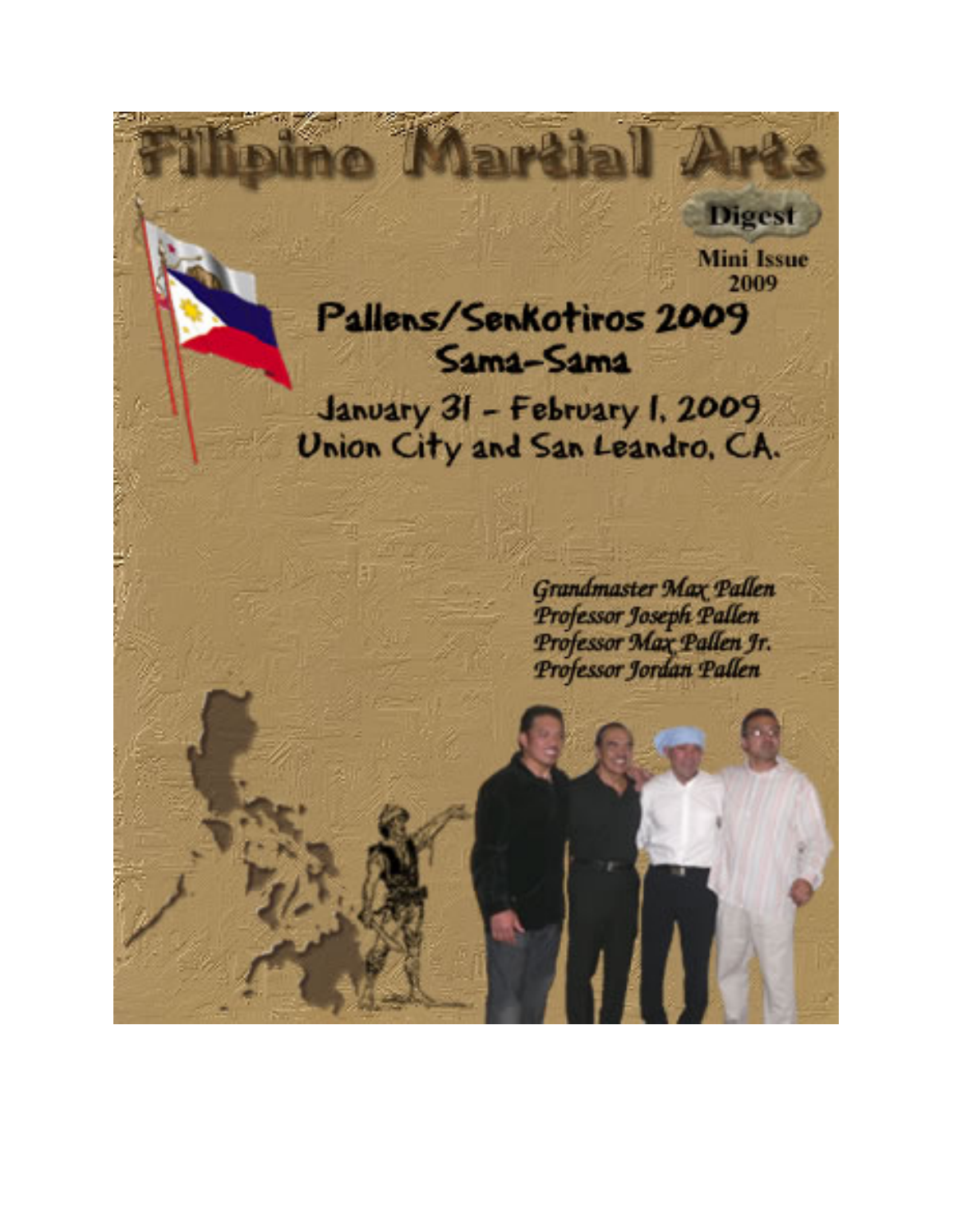# Filipino Martial Arts

**Digest**

**Mini Issue 2009**

## Pallens/Senkotiros 2009 Sama-Sama

January 31 - February 1, 2009
Union City and San Leandro, CA.

*Grandmaster Max Pallen*
*Professor Joseph Pallen*
*Professor Max Pallen Jr.*
*Professor Jordan Pallen*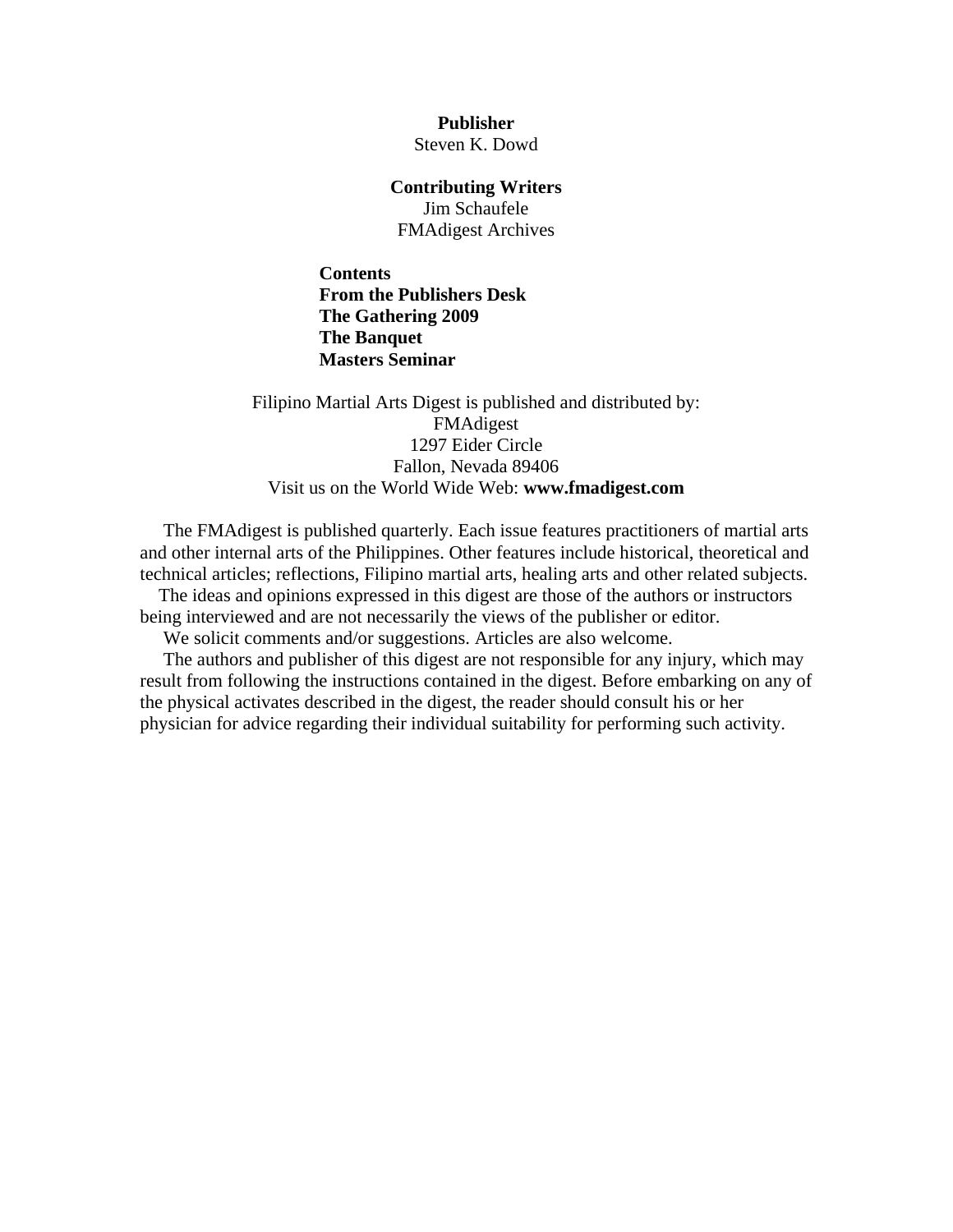**Publisher**
Steven K. Dowd

**Contributing Writers**
Jim Schaufele
FMAdigest Archives

**Contents**
**From the Publishers Desk**
**The Gathering 2009**
**The Banquet**
**Masters Seminar**

Filipino Martial Arts Digest is published and distributed by:
FMAdigest
1297 Eider Circle
Fallon, Nevada 89406
Visit us on the World Wide Web: **www.fmadigest.com**

The FMAdigest is published quarterly. Each issue features practitioners of martial arts and other internal arts of the Philippines. Other features include historical, theoretical and technical articles; reflections, Filipino martial arts, healing arts and other related subjects.

The ideas and opinions expressed in this digest are those of the authors or instructors being interviewed and are not necessarily the views of the publisher or editor.

We solicit comments and/or suggestions. Articles are also welcome.

The authors and publisher of this digest are not responsible for any injury, which may result from following the instructions contained in the digest. Before embarking on any of the physical activates described in the digest, the reader should consult his or her physician for advice regarding their individual suitability for performing such activity.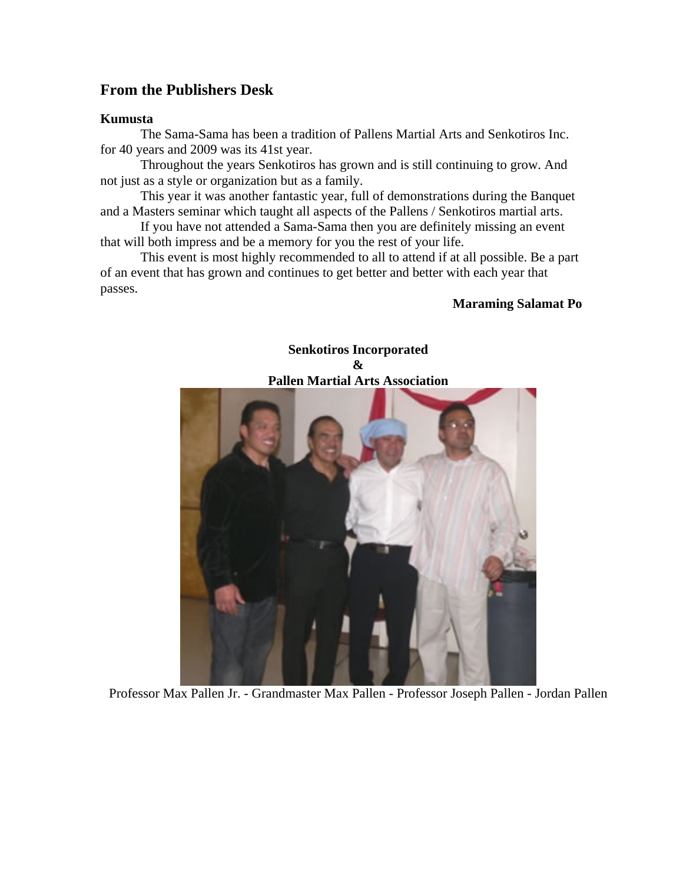## From the Publishers Desk

**Kumusta**

The Sama-Sama has been a tradition of Pallens Martial Arts and Senkotiros Inc. for 40 years and 2009 was its 41st year.

Throughout the years Senkotiros has grown and is still continuing to grow. And not just as a style or organization but as a family.

This year it was another fantastic year, full of demonstrations during the Banquet and a Masters seminar which taught all aspects of the Pallens / Senkotiros martial arts.

If you have not attended a Sama-Sama then you are definitely missing an event that will both impress and be a memory for you the rest of your life.

This event is most highly recommended to all to attend if at all possible. Be a part of an event that has grown and continues to get better and better with each year that passes.

**Maraming Salamat Po**

**Senkotiros Incorporated**
**&**
**Pallen Martial Arts Association**

Professor Max Pallen Jr. - Grandmaster Max Pallen - Professor Joseph Pallen - Jordan Pallen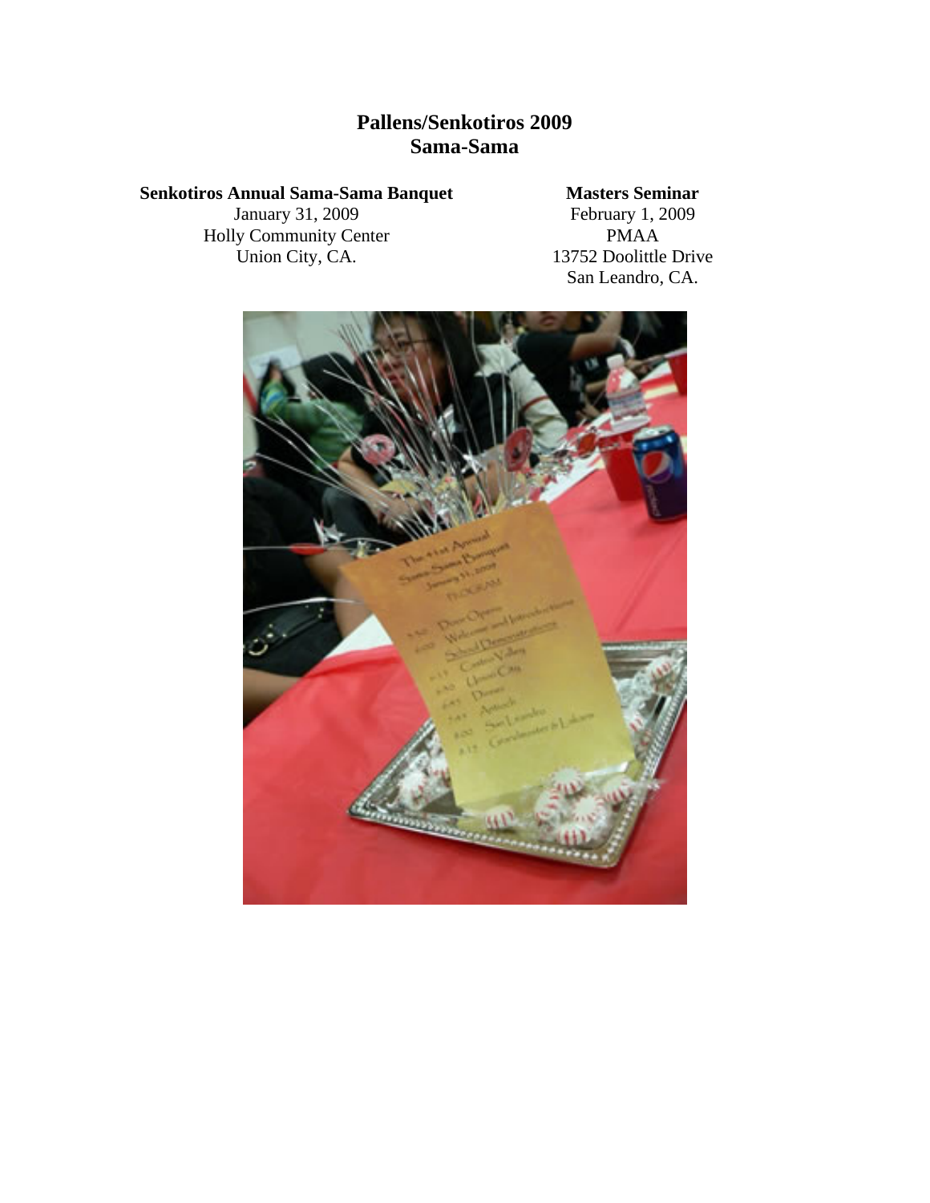# Pallens/Senkotiros 2009
# Sama-Sama

**Senkotiros Annual Sama-Sama Banquet**
January 31, 2009
Holly Community Center
Union City, CA.

**Masters Seminar**
February 1, 2009
PMAA
13752 Doolittle Drive
San Leandro, CA.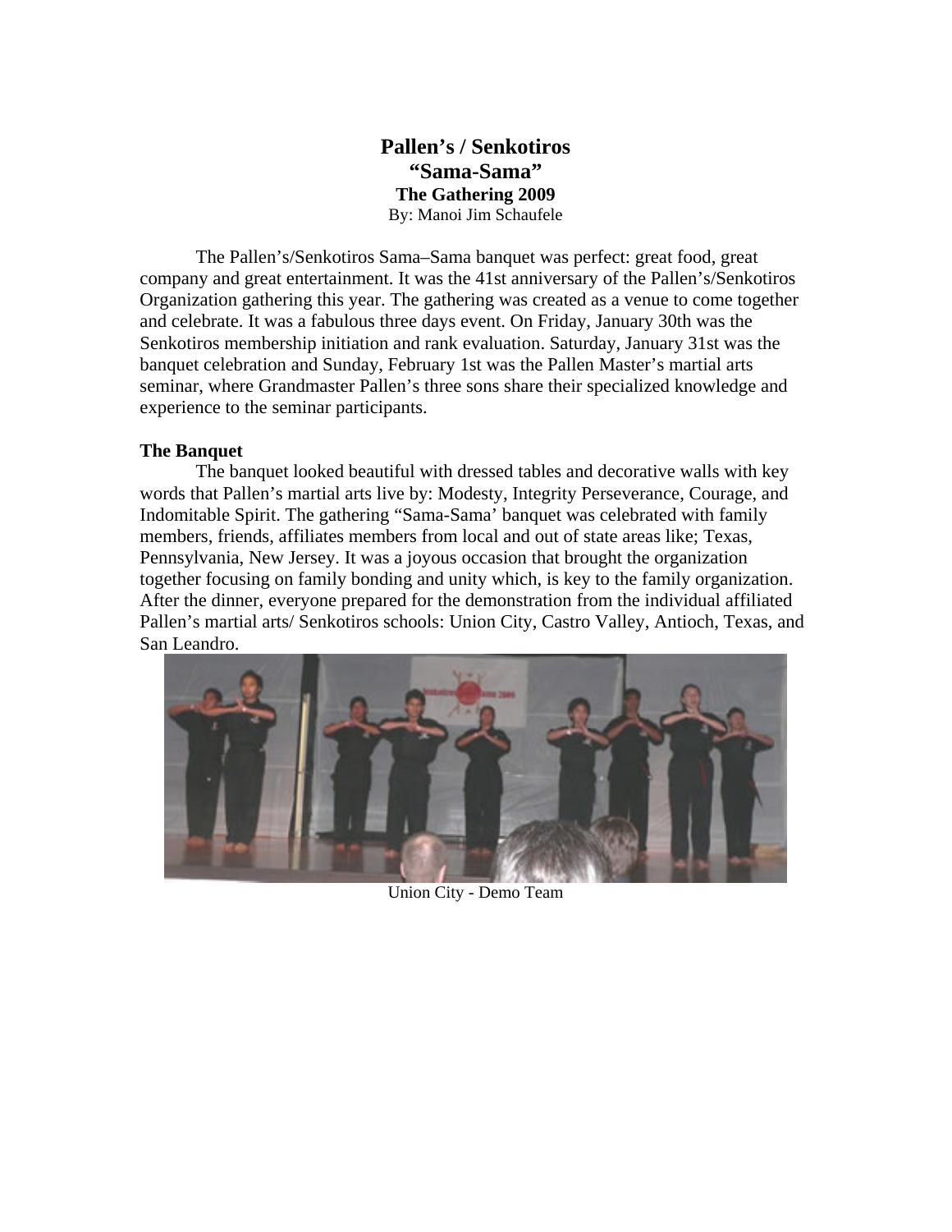# Pallen's / Senkotiros
## "Sama-Sama"
### The Gathering 2009

By: Manoi Jim Schaufele

The Pallen's/Senkotiros Sama–Sama banquet was perfect: great food, great company and great entertainment. It was the 41st anniversary of the Pallen's/Senkotiros Organization gathering this year. The gathering was created as a venue to come together and celebrate. It was a fabulous three days event. On Friday, January 30th was the Senkotiros membership initiation and rank evaluation. Saturday, January 31st was the banquet celebration and Sunday, February 1st was the Pallen Master's martial arts seminar, where Grandmaster Pallen's three sons share their specialized knowledge and experience to the seminar participants.

**The Banquet**

The banquet looked beautiful with dressed tables and decorative walls with key words that Pallen's martial arts live by: Modesty, Integrity Perseverance, Courage, and Indomitable Spirit. The gathering "Sama-Sama' banquet was celebrated with family members, friends, affiliates members from local and out of state areas like; Texas, Pennsylvania, New Jersey. It was a joyous occasion that brought the organization together focusing on family bonding and unity which, is key to the family organization. After the dinner, everyone prepared for the demonstration from the individual affiliated Pallen's martial arts/ Senkotiros schools: Union City, Castro Valley, Antioch, Texas, and San Leandro.

Union City - Demo Team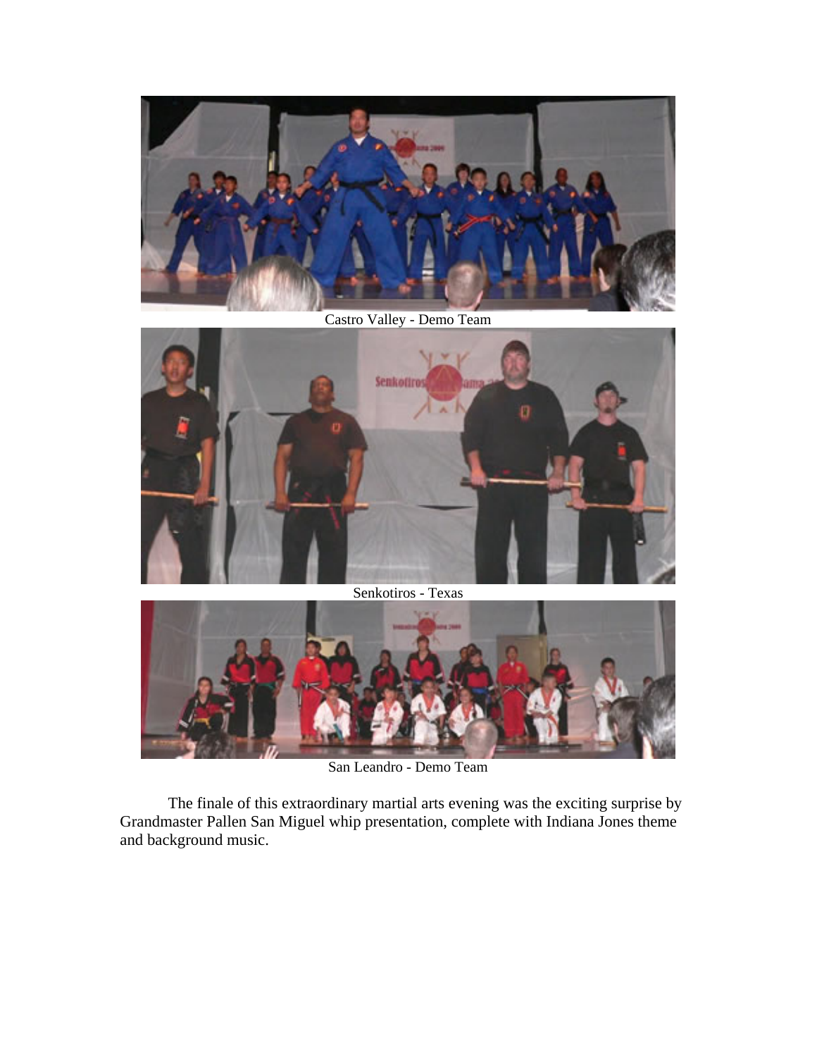Castro Valley - Demo Team

Senkotiros - Texas

San Leandro - Demo Team

The finale of this extraordinary martial arts evening was the exciting surprise by Grandmaster Pallen San Miguel whip presentation, complete with Indiana Jones theme and background music.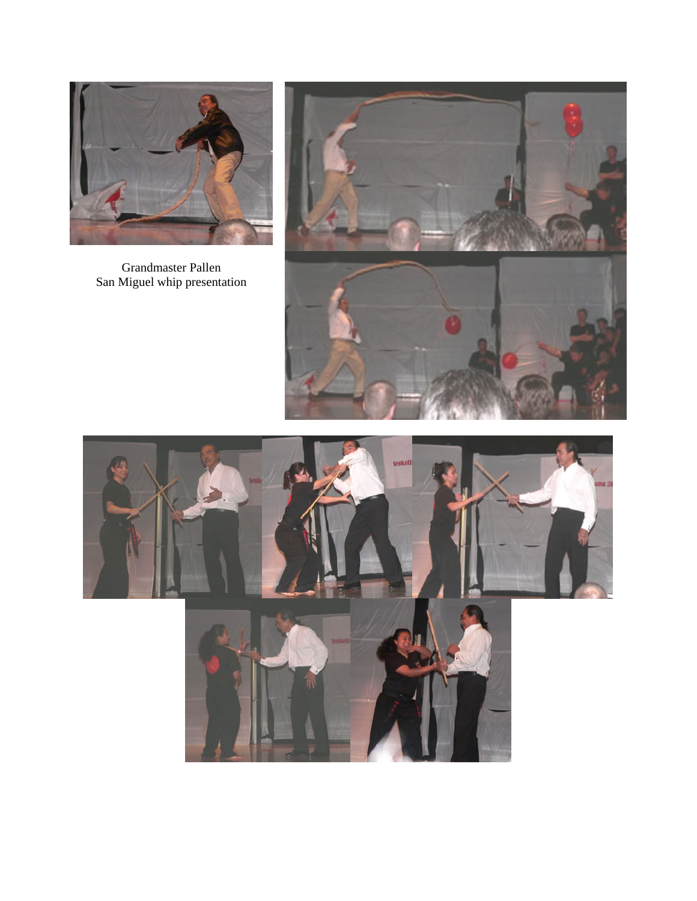Grandmaster Pallen
San Miguel whip presentation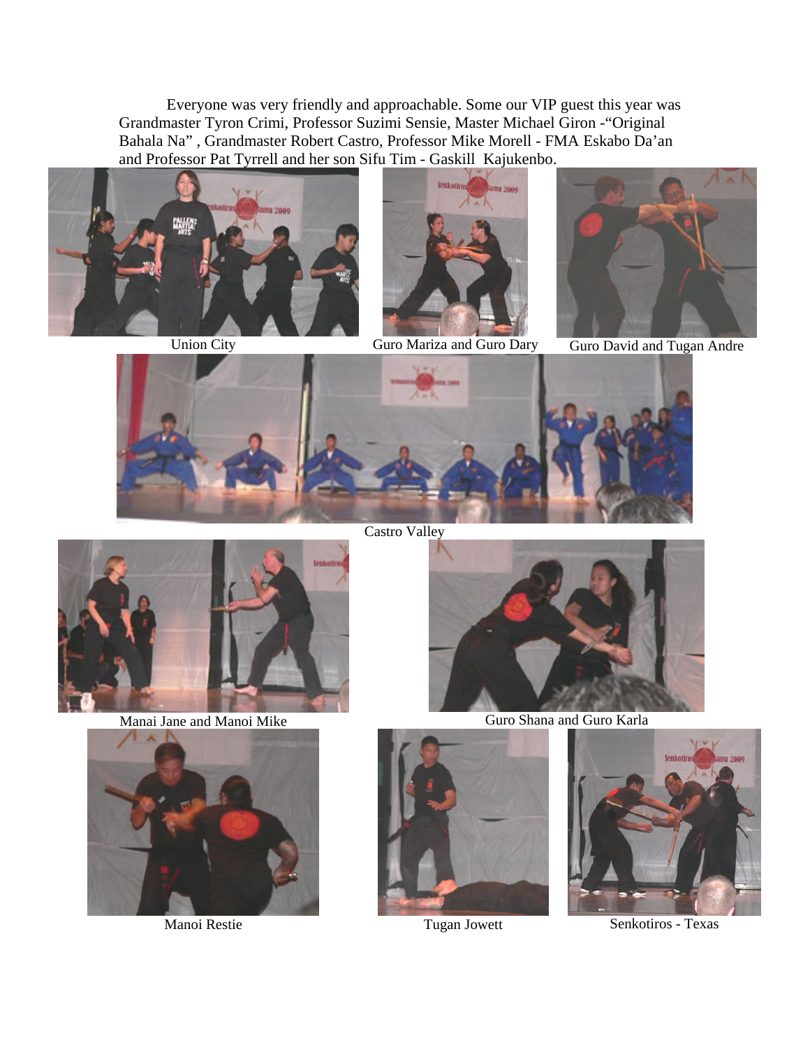Everyone was very friendly and approachable. Some our VIP guest this year was Grandmaster Tyron Crimi, Professor Suzimi Sensie, Master Michael Giron -"Original Bahala Na" , Grandmaster Robert Castro, Professor Mike Morell - FMA Eskabo Da'an and Professor Pat Tyrrell and her son Sifu Tim - Gaskill Kajukenbo.

Union City

Guro Mariza and Guro Dary

Guro David and Tugan Andre

Castro Valley

Manai Jane and Manoi Mike

Guro Shana and Guro Karla

Manoi Restie

Tugan Jowett

Senkotiros - Texas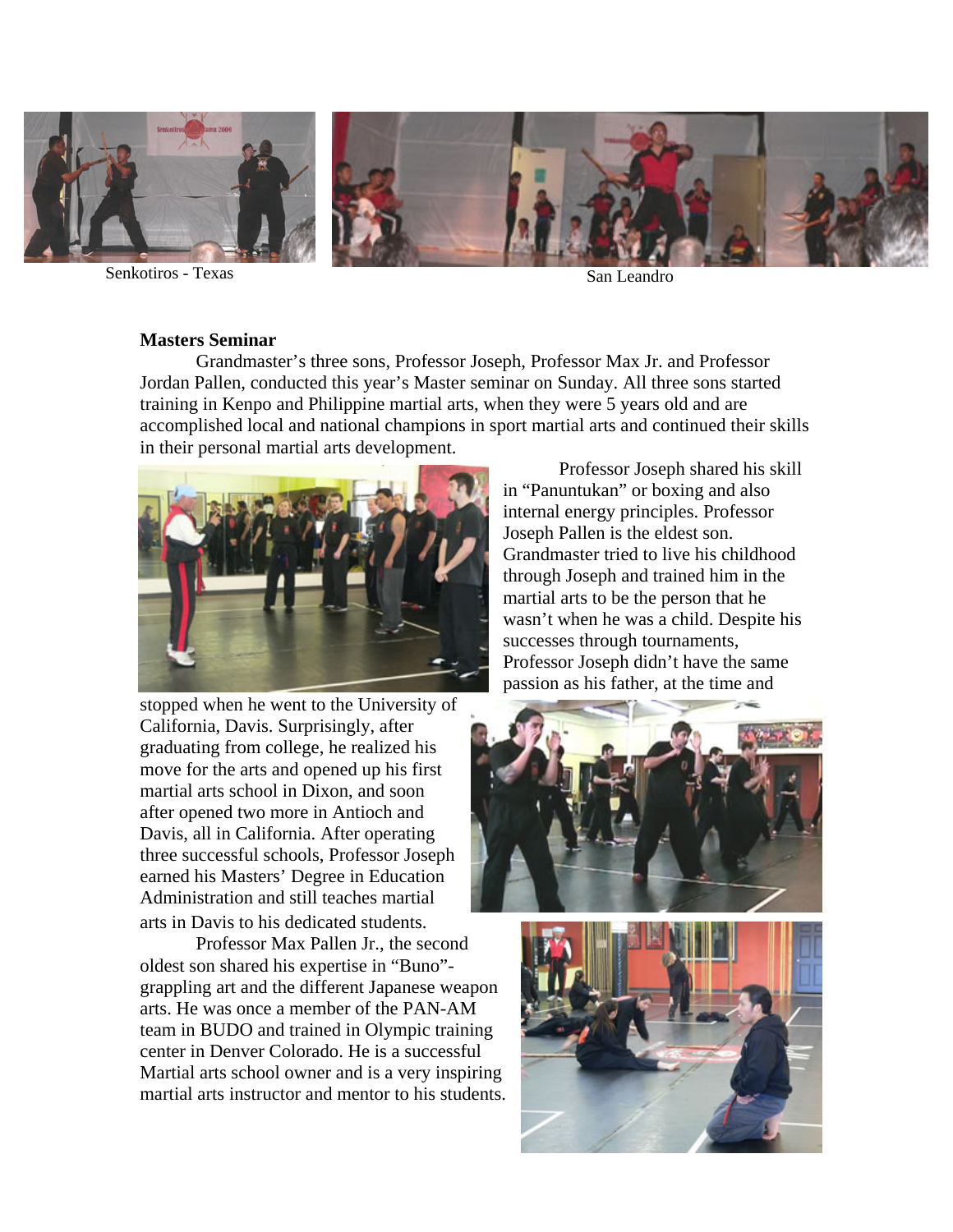Senkotiros - Texas

San Leandro

**Masters Seminar**

Grandmaster's three sons, Professor Joseph, Professor Max Jr. and Professor Jordan Pallen, conducted this year's Master seminar on Sunday. All three sons started training in Kenpo and Philippine martial arts, when they were 5 years old and are accomplished local and national champions in sport martial arts and continued their skills in their personal martial arts development.

Professor Joseph shared his skill in "Panuntukan" or boxing and also internal energy principles. Professor Joseph Pallen is the eldest son. Grandmaster tried to live his childhood through Joseph and trained him in the martial arts to be the person that he wasn't when he was a child. Despite his successes through tournaments, Professor Joseph didn't have the same passion as his father, at the time and stopped when he went to the University of California, Davis. Surprisingly, after graduating from college, he realized his move for the arts and opened up his first martial arts school in Dixon, and soon after opened two more in Antioch and Davis, all in California. After operating three successful schools, Professor Joseph earned his Masters' Degree in Education Administration and still teaches martial arts in Davis to his dedicated students.

Professor Max Pallen Jr., the second oldest son shared his expertise in "Buno"- grappling art and the different Japanese weapon arts. He was once a member of the PAN-AM team in BUDO and trained in Olympic training center in Denver Colorado. He is a successful Martial arts school owner and is a very inspiring martial arts instructor and mentor to his students.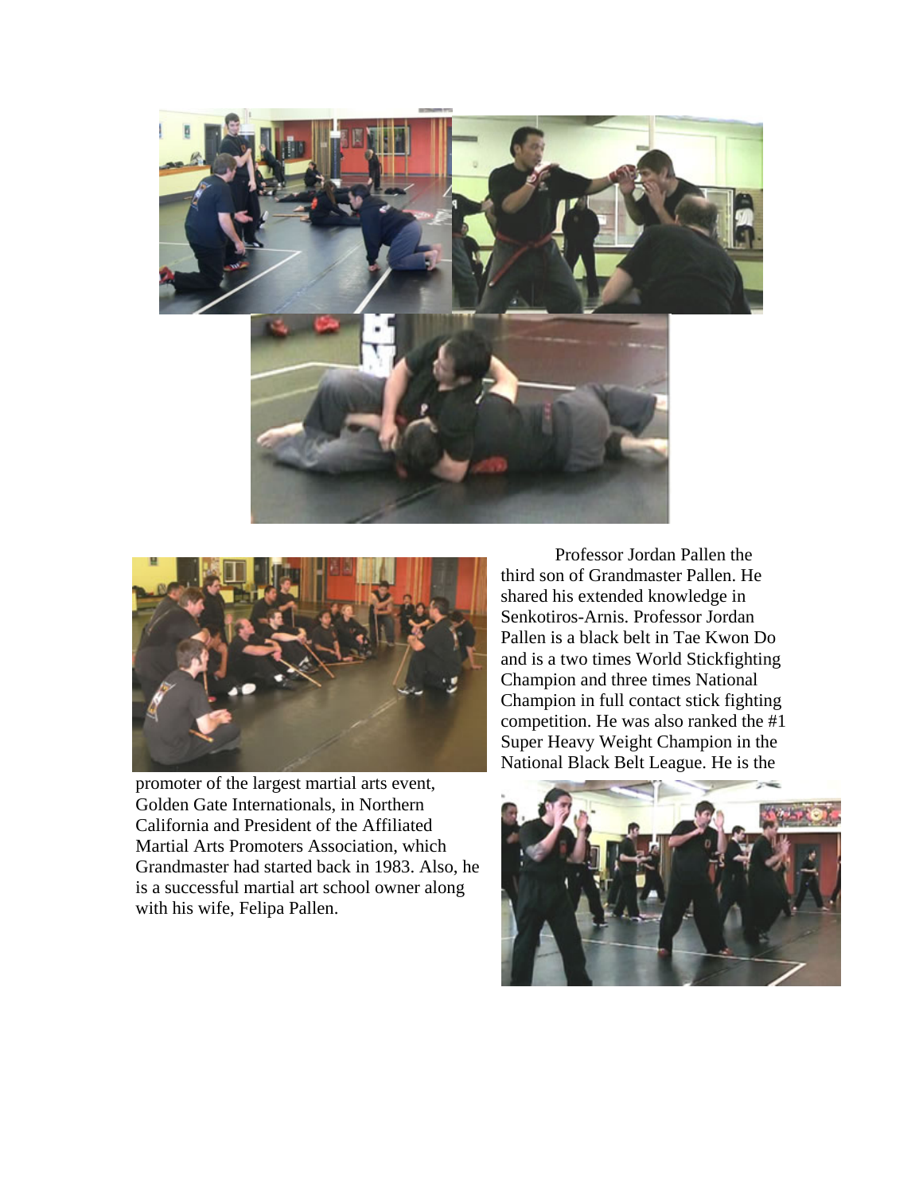Professor Jordan Pallen the third son of Grandmaster Pallen. He shared his extended knowledge in Senkotiros-Arnis. Professor Jordan Pallen is a black belt in Tae Kwon Do and is a two times World Stickfighting Champion and three times National Champion in full contact stick fighting competition. He was also ranked the #1 Super Heavy Weight Champion in the National Black Belt League. He is the promoter of the largest martial arts event, Golden Gate Internationals, in Northern California and President of the Affiliated Martial Arts Promoters Association, which Grandmaster had started back in 1983. Also, he is a successful martial art school owner along with his wife, Felipa Pallen.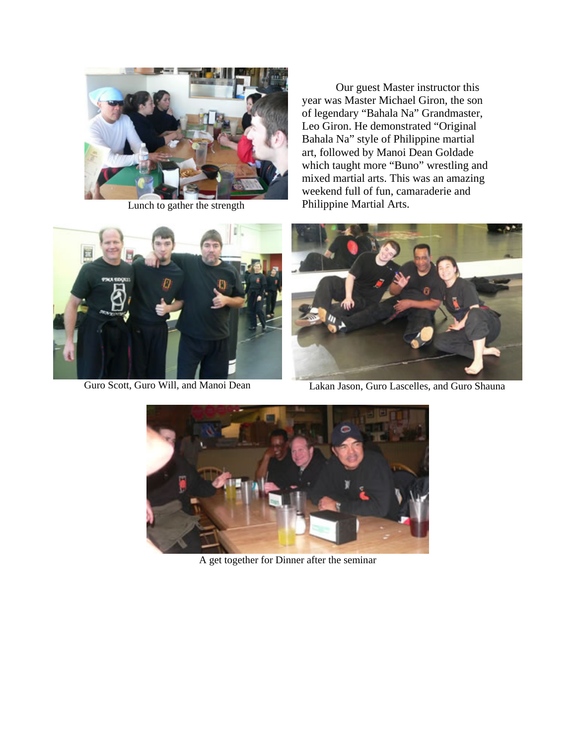Lunch to gather the strength

Our guest Master instructor this year was Master Michael Giron, the son of legendary "Bahala Na" Grandmaster, Leo Giron. He demonstrated "Original Bahala Na" style of Philippine martial art, followed by Manoi Dean Goldade which taught more "Buno" wrestling and mixed martial arts. This was an amazing weekend full of fun, camaraderie and Philippine Martial Arts.

Guro Scott, Guro Will, and Manoi Dean

Lakan Jason, Guro Lascelles, and Guro Shauna

A get together for Dinner after the seminar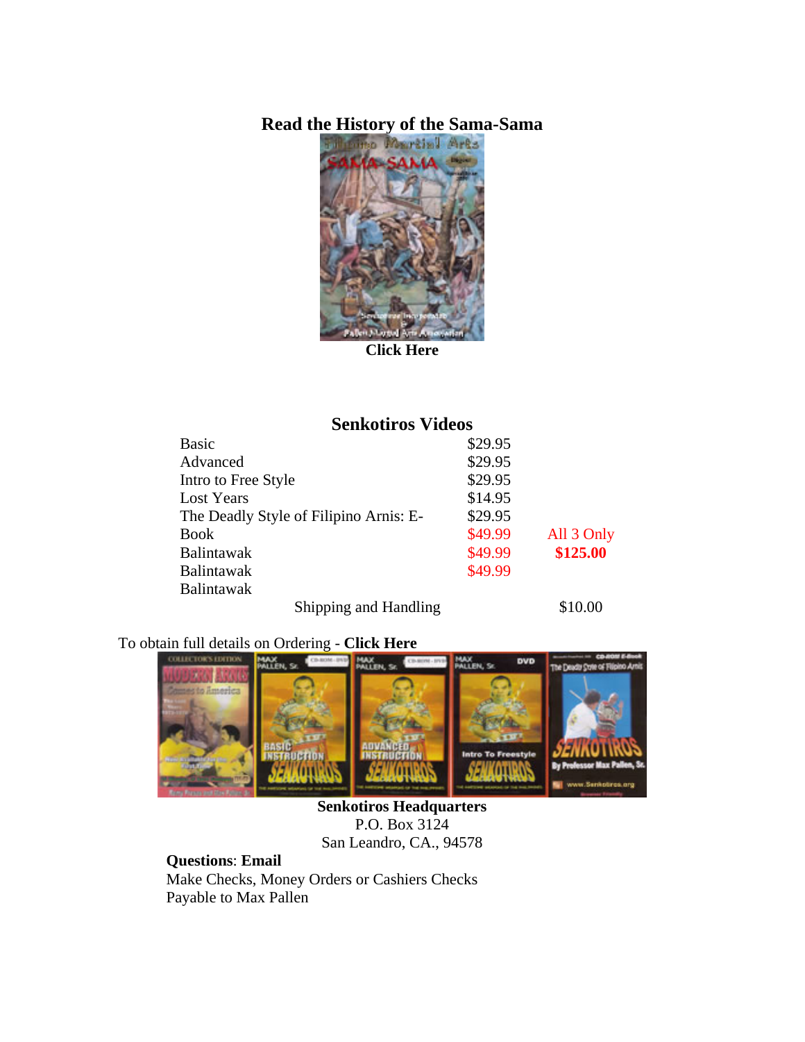### Read the History of the Sama-Sama

**Click Here**

### Senkotiros Videos

| | | |
|---|---|---|
| Basic | $29.95 | |
| Advanced | $29.95 | |
| Intro to Free Style | $29.95 | |
| Lost Years | $14.95 | |
| The Deadly Style of Filipino Arnis: E-Book | $29.95 | |
| Balintawak | $49.99 | All 3 Only |
| Balintawak | $49.99 | **$125.00** |
| Balintawak | $49.99 | |
| Shipping and Handling | | $10.00 |

To obtain full details on Ordering - **Click Here**

**Senkotiros Headquarters**
P.O. Box 3124
San Leandro, CA., 94578

**Questions**: **Email**
Make Checks, Money Orders or Cashiers Checks
Payable to Max Pallen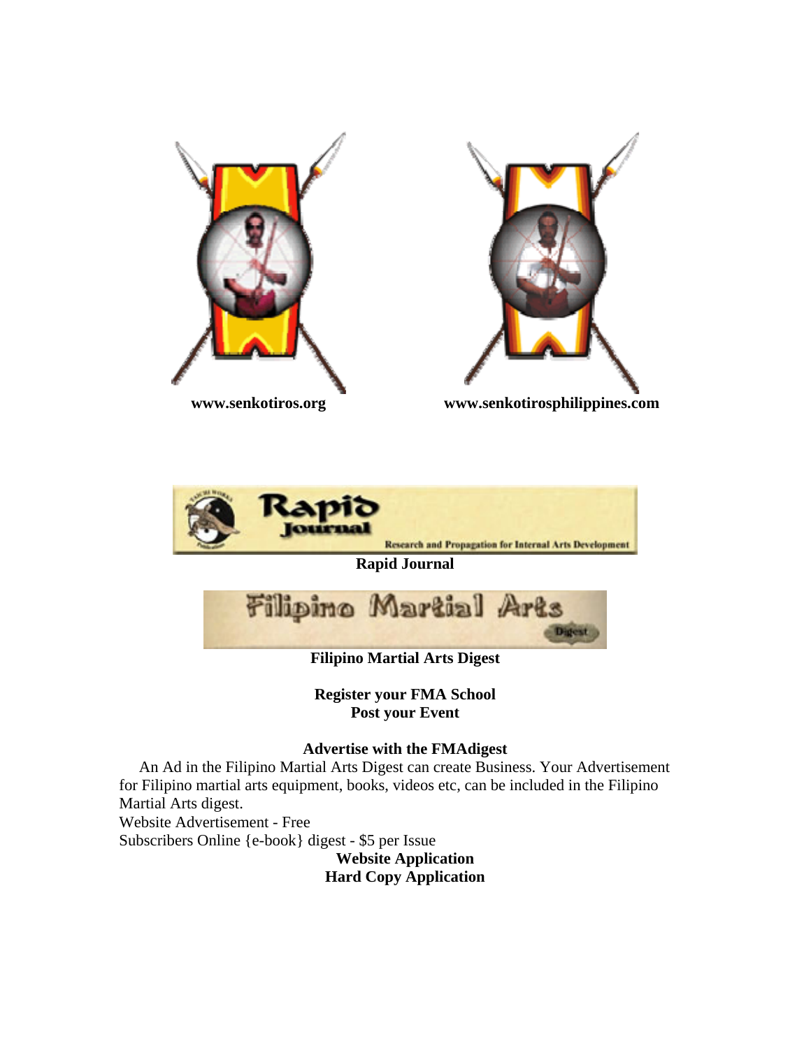**www.senkotiros.org** **www.senkotirosphilippines.com**

**Rapid Journal**

**Filipino Martial Arts Digest**

**Register your FMA School**
**Post your Event**

**Advertise with the FMAdigest**

An Ad in the Filipino Martial Arts Digest can create Business. Your Advertisement for Filipino martial arts equipment, books, videos etc, can be included in the Filipino Martial Arts digest.

Website Advertisement - Free
Subscribers Online {e-book} digest - $5 per Issue

**Website Application**
**Hard Copy Application**